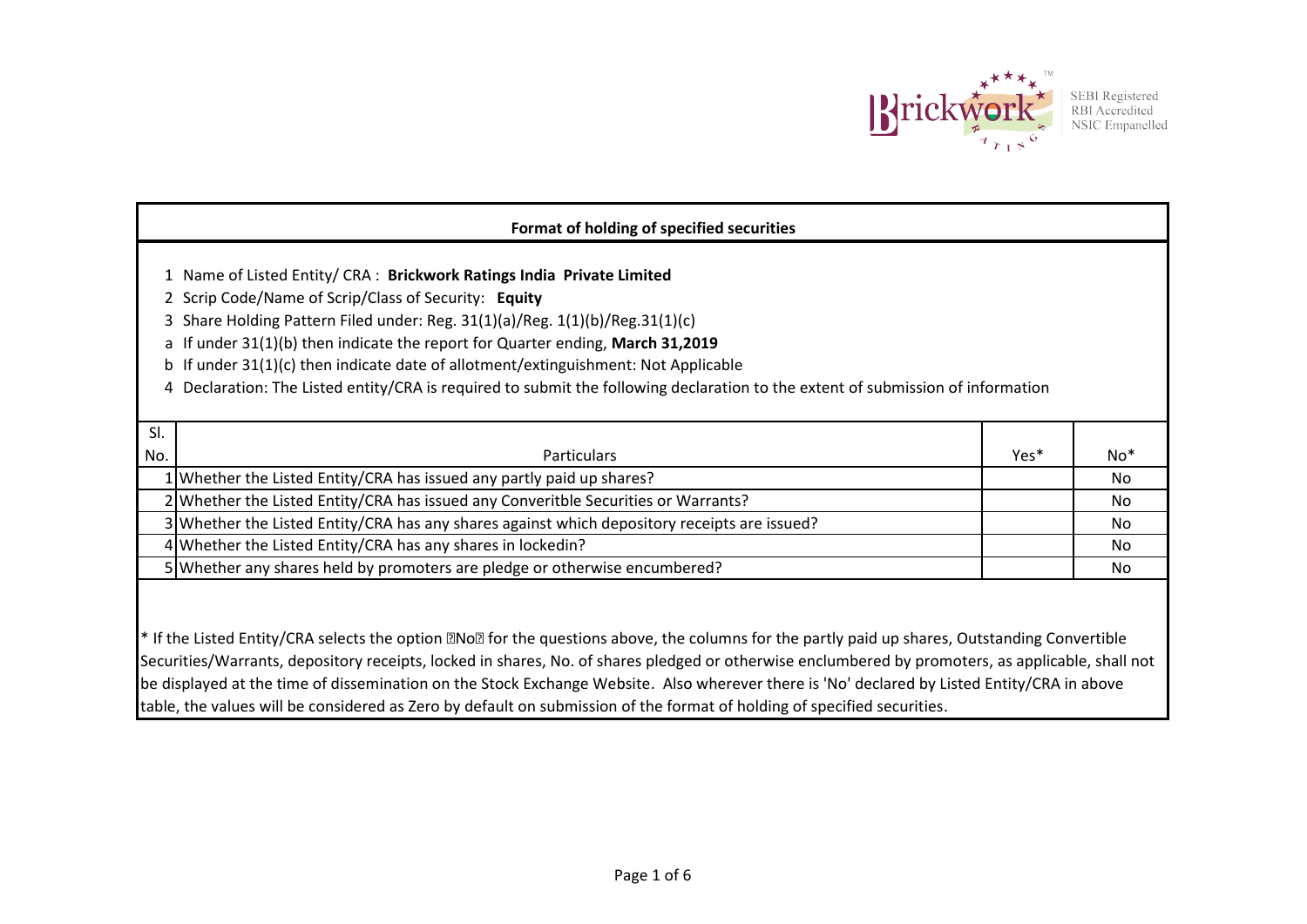## Format of holding of specified securities

1 Name of Listed Entity/ CRA : **Brickwork Ratings India  Private Limited**

2 Scrip Code/Name of Scrip/Class of Security:  **Equity**

3 Share Holding Pattern Filed under: Reg. 31(1)(a)/Reg. 1(1)(b)/Reg.31(1)(c)

a If under 31(1)(b) then indicate the report for Quarter ending, **March 31,2019**

b If under 31(1)(c) then indicate date of allotment/extinguishment: Not Applicable

4 Declaration: The Listed entity/CRA is required to submit the following declaration to the extent of submission of information

| Sl. No. | Particulars | Yes* | No* |
|---|---|---|---|
| 1 | Whether the Listed Entity/CRA has issued any partly paid up shares? | | No |
| 2 | Whether the Listed Entity/CRA has issued any Converitble Securities or Warrants? | | No |
| 3 | Whether the Listed Entity/CRA has any shares against which depository receipts are issued? | | No |
| 4 | Whether the Listed Entity/CRA has any shares in lockedin? | | No |
| 5 | Whether any shares held by promoters are pledge or otherwise encumbered? | | No |

* If the Listed Entity/CRA selects the option �No� for the questions above, the columns for the partly paid up shares, Outstanding Convertible Securities/Warrants, depository receipts, locked in shares, No. of shares pledged or otherwise enclumbered by promoters, as applicable, shall not be displayed at the time of dissemination on the Stock Exchange Website.  Also wherever there is 'No' declared by Listed Entity/CRA in above table, the values will be considered as Zero by default on submission of the format of holding of specified securities.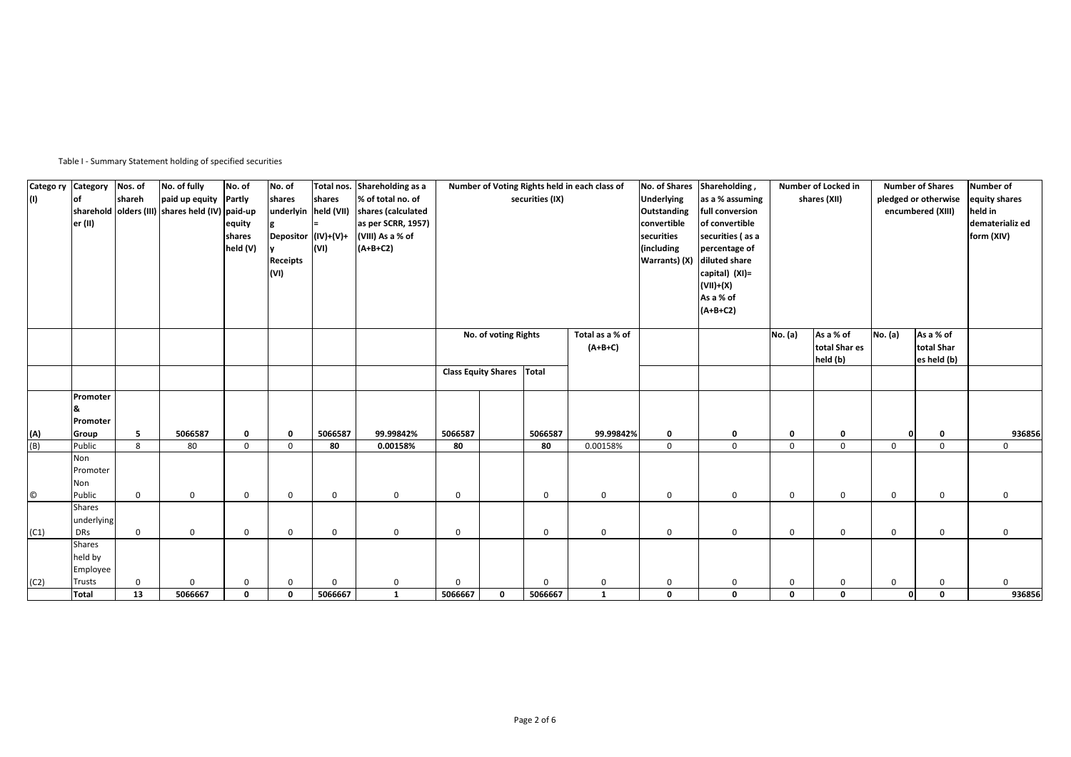Table I - Summary Statement holding of specified securities

| Catego ry (I) | Category of sharehold er (II) | Nos. of shareh olders (III) | No. of fully paid up equity shares held (IV) | No. of Partly paid-up equity shares held (V) | No. of shares underlyin g Depositor y Receipts (VI) | Total nos. shares held (VII) = (IV)+(V)+ (VI) | Shareholding as a % of total no. of shares (calculated as per SCRR, 1957) (VIII) As a % of (A+B+C2) | Number of Voting Rights held in each class of securities (IX) | | | | No. of Shares Underlying Outstanding convertible securities (including Warrants) (X) | Shareholding , as a % assuming full conversion of convertible securities ( as a percentage of diluted share capital) (XI)= (VII)+(X) As a % of (A+B+C2) | Number of Locked in shares (XII) | | Number of Shares pledged or otherwise encumbered (XIII) | | Number of equity shares held in dematerializ ed form (XIV) |
|---|---|---|---|---|---|---|---|---|---|---|---|---|---|---|---|---|---|---|
| | | | | | | | | No. of voting Rights | | | Total as a % of (A+B+C) | | | No. (a) | As a % of total Shar es held (b) | No. (a) | As a % of total Shar es held (b) | |
| | | | | | | | | Class Equity Shares | | Total | | | | | | | | |
| (A) | Promoter & Promoter Group | 5 | 5066587 | 0 | 0 | 5066587 | 99.99842% | 5066587 | | 5066587 | 99.99842% | 0 | 0 | 0 | 0 | 0 | 0 | 936856 |
| (B) | Public | 8 | 80 | 0 | 0 | 80 | 0.00158% | 80 | | 80 | 0.00158% | 0 | 0 | 0 | 0 | 0 | 0 | 0 |
| © | Non Promoter Non Public | 0 | 0 | 0 | 0 | 0 | 0 | 0 | | 0 | 0 | 0 | 0 | 0 | 0 | 0 | 0 | 0 |
| (C1) | Shares underlying DRs | 0 | 0 | 0 | 0 | 0 | 0 | 0 | | 0 | 0 | 0 | 0 | 0 | 0 | 0 | 0 | 0 |
| (C2) | Shares held by Employee Trusts | 0 | 0 | 0 | 0 | 0 | 0 | 0 | | 0 | 0 | 0 | 0 | 0 | 0 | 0 | 0 | 0 |
| | Total | 13 | 5066667 | 0 | 0 | 5066667 | 1 | 5066667 | 0 | 5066667 | 1 | 0 | 0 | 0 | 0 | 0 | 0 | 936856 |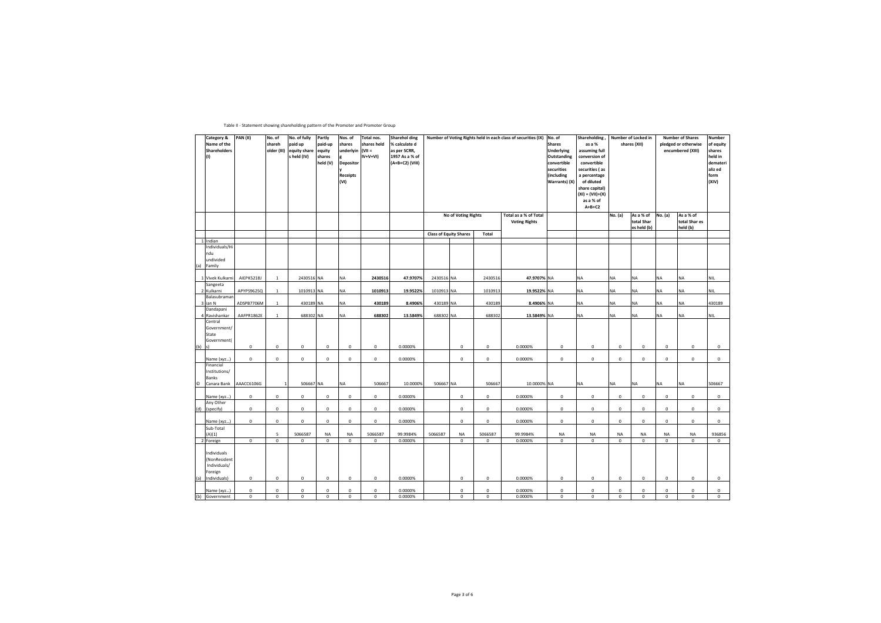Table II - Statement showing shareholding pattern of the Promoter and Promoter Group

| | Category & Name of the Shareholders (I) | PAN (II) | No. of shareh older (III) | No. of fully paid up equity share s held (IV) | Partly paid-up equity shares held (V) | Nos. of shares underlying Depository Receipts (VI) | Total nos. shares held (VII = IV+V+VI) | Sharehol ding % calculate d as per SCRR, 1957 As a % of (A+B+C2) (VIII) | Number of Voting Rights held in each class of securities (IX) | | | | No. of Shares Underlying Outstanding convertible securities (including Warrants) (X) | Shareholding , as a % assuming full conversion of convertible securities ( as a percentage of diluted share capital) (XI) = (VII)+(X) as a % of A+B+C2 | Number of Locked in shares (XII) | | Number of Shares pledged or otherwise encumbered (XIII) | | Number of equity shares held in demateri aliz ed form (XIV) |
|---|---|---|---|---|---|---|---|---|---|---|---|---|---|---|---|---|---|---|---|
| | | | | | | | | | No of Voting Rights | | | Total as a % of Total Voting Rights | | | No. (a) | As a % of total Shar es held (b) | No. (a) | As a % of total Shar es held (b) | |
| | | | | | | | | | Class of Equity Shares | | Total | | | | | | | | |
| 1 | Indian | | | | | | | | | | | | | | | | | | |
| (a) | Individuals/Hindu undivided Family | | | | | | | | | | | | | | | | | | |
| 1 | Vivek Kulkarni | AIEPK5218J | 1 | 2430516 | NA | NA | 2430516 | 47.9707% | 2430516 | NA | 2430516 | 47.9707% | NA | NA | NA | NA | NA | NA | NIL |
| 2 | Sangeeta Kulkarni | APYPS9625Q | 1 | 1010913 | NA | NA | 1010913 | 19.9522% | 1010913 | NA | 1010913 | 19.9522% | NA | NA | NA | NA | NA | NA | NIL |
| 3 | Balasubramanian N | ADSPB7706M | 1 | 430189 | NA | NA | 430189 | 8.4906% | 430189 | NA | 430189 | 8.4906% | NA | NA | NA | NA | NA | NA | 430189 |
| 4 | Dandapani Ravishankar | AAFPR1862E | 1 | 688302 | NA | NA | 688302 | 13.5849% | 688302 | NA | 688302 | 13.5849% | NA | NA | NA | NA | NA | NA | NIL |
| (b) | Central Government/ State Government(s) | 0 | 0 | 0 | 0 | 0 | 0 | 0.0000% | | 0 | 0 | 0.0000% | 0 | 0 | 0 | 0 | 0 | 0 | 0 |
| | Name (xyz...) | 0 | 0 | 0 | 0 | 0 | 0 | 0.0000% | | 0 | 0 | 0.0000% | 0 | 0 | 0 | 0 | 0 | 0 | 0 |
| © | Financial Institutions/ Banks Canara Bank | AAACC6106G | 1 | 506667 | NA | NA | 506667 | 10.0000% | 506667 | NA | 506667 | 10.0000% | NA | NA | NA | NA | NA | NA | 506667 |
| | Name (xyz...) | 0 | 0 | 0 | 0 | 0 | 0 | 0.0000% | | 0 | 0 | 0.0000% | 0 | 0 | 0 | 0 | 0 | 0 | 0 |
| (d) | Any Other (specify) | 0 | 0 | 0 | 0 | 0 | 0 | 0.0000% | | 0 | 0 | 0.0000% | 0 | 0 | 0 | 0 | 0 | 0 | 0 |
| | Name (xyz...) | 0 | 0 | 0 | 0 | 0 | 0 | 0.0000% | | 0 | 0 | 0.0000% | 0 | 0 | 0 | 0 | 0 | 0 | 0 |
| | Sub-Total (A)(1) | | 5 | 5066587 | NA | NA | 5066587 | 99.9984% | 5066587 | NA | 5066587 | 99.9984% | NA | NA | NA | NA | NA | NA | 936856 |
| 2 | Foreign | 0 | 0 | 0 | 0 | 0 | 0 | 0.0000% | | 0 | 0 | 0.0000% | 0 | 0 | 0 | 0 | 0 | 0 | 0 |
| (a) | Individuals (NonResident Individuals/ Foreign Individuals) | 0 | 0 | 0 | 0 | 0 | 0 | 0.0000% | | 0 | 0 | 0.0000% | 0 | 0 | 0 | 0 | 0 | 0 | 0 |
| | Name (xyz...) | 0 | 0 | 0 | 0 | 0 | 0 | 0.0000% | | 0 | 0 | 0.0000% | 0 | 0 | 0 | 0 | 0 | 0 | 0 |
| (b) | Government | 0 | 0 | 0 | 0 | 0 | 0 | 0.0000% | | 0 | 0 | 0.0000% | 0 | 0 | 0 | 0 | 0 | 0 | 0 |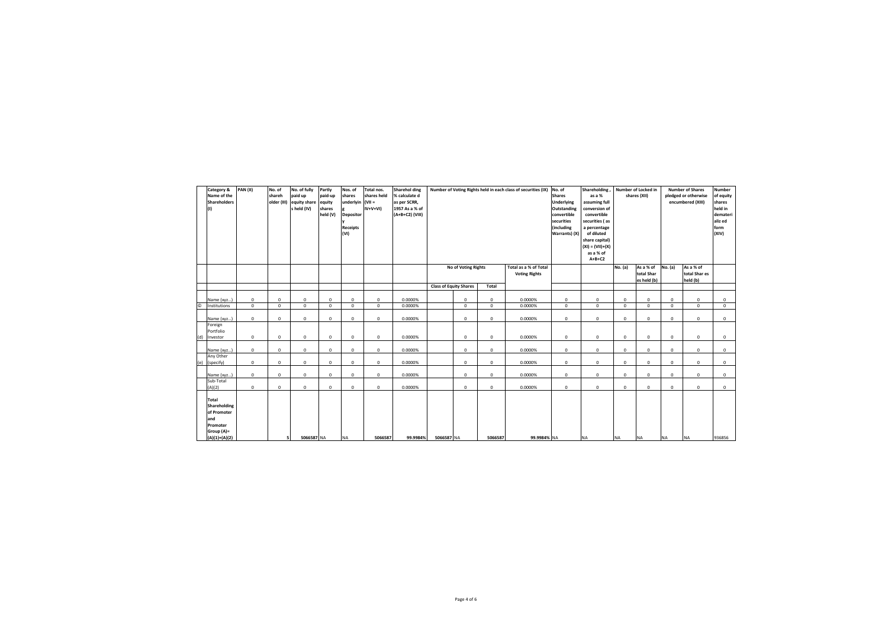| | Category & Name of the Shareholders (I) | PAN (II) | No. of shareholder (III) | No. of fully paid up equity shares held (IV) | Partly paid-up equity shares held (V) | Nos. of shares underlying Depository Receipts (VI) | Total nos. shares held (VII = IV+V+VI) | Shareholding % calculated as per SCRR, 1957 As a % of (A+B+C2) (VIII) | Number of Voting Rights held in each class of securities (IX) | | | | No. of Shares Underlying Outstanding convertible securities (including Warrants) (X) | Shareholding , as a % assuming full conversion of convertible securities ( as a percentage of diluted share capital) (XI) = (VII)+(X) as a % of A+B+C2 | Number of Locked in shares (XII) | | Number of Shares pledged or otherwise encumbered (XIII) | | Number of equity shares held in dematerialized form (XIV) |
|---|---|---|---|---|---|---|---|---|---|---|---|---|---|---|---|---|---|---|---|
| | | | | | | | | | No of Voting Rights | | | Total as a % of Total Voting Rights | | | No. (a) | As a % of total Shares held (b) | No. (a) | As a % of total Shares held (b) | |
| | | | | | | | | | Class of Equity Shares | | Total | | | | | | | | |
| | Name (xyz...) | 0 | 0 | 0 | 0 | 0 | 0 | 0.0000% | | 0 | 0 | 0.0000% | 0 | 0 | 0 | 0 | 0 | 0 | 0 |
| © | Institutions | 0 | 0 | 0 | 0 | 0 | 0 | 0.0000% | | 0 | 0 | 0.0000% | 0 | 0 | 0 | 0 | 0 | 0 | 0 |
| | Name (xyz...) | 0 | 0 | 0 | 0 | 0 | 0 | 0.0000% | | 0 | 0 | 0.0000% | 0 | 0 | 0 | 0 | 0 | 0 | 0 |
| (d) | Foreign Portfolio Investor | 0 | 0 | 0 | 0 | 0 | 0 | 0.0000% | | 0 | 0 | 0.0000% | 0 | 0 | 0 | 0 | 0 | 0 | 0 |
| | Name (xyz...) | 0 | 0 | 0 | 0 | 0 | 0 | 0.0000% | | 0 | 0 | 0.0000% | 0 | 0 | 0 | 0 | 0 | 0 | 0 |
| (e) | Any Other (specify) | 0 | 0 | 0 | 0 | 0 | 0 | 0.0000% | | 0 | 0 | 0.0000% | 0 | 0 | 0 | 0 | 0 | 0 | 0 |
| | Name (xyz...) | 0 | 0 | 0 | 0 | 0 | 0 | 0.0000% | | 0 | 0 | 0.0000% | 0 | 0 | 0 | 0 | 0 | 0 | 0 |
| | Sub-Total (A)(2) | 0 | 0 | 0 | 0 | 0 | 0 | 0.0000% | | 0 | 0 | 0.0000% | 0 | 0 | 0 | 0 | 0 | 0 | 0 |
| | **Total Shareholding of Promoter and Promoter Group (A)= (A)(1)+(A)(2)** | | 5 | 5066587 | NA | NA | 5066587 | 99.9984% | 5066587 | NA | 5066587 | 99.9984% | NA | NA | NA | NA | NA | NA | 936856 |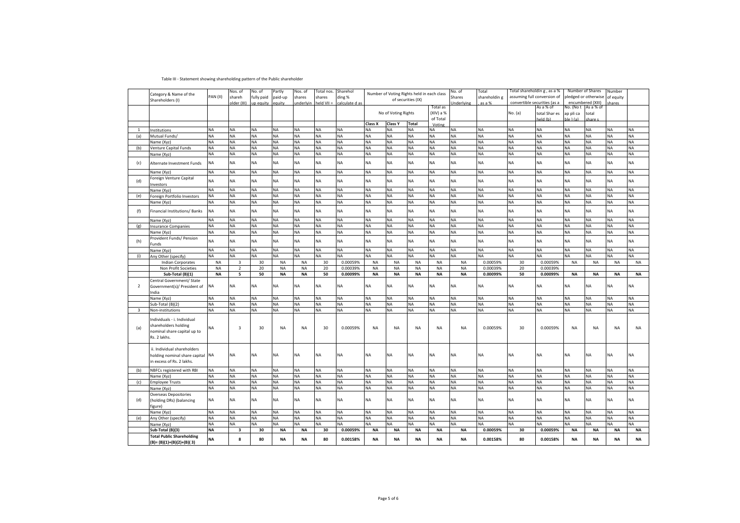Table III - Statement showing shareholding pattern of the Public shareholder

| | Category & Name of the Shareholders (I) | PAN (II) | Nos. of shareholder (III) | No. of fully paid up equity | Partly paid-up equity | Nos. of shares underlyin | Total nos. shares held VII = | Shareholding % calculated as | Number of Voting Rights held in each class of securities (IX) | | | | No. of Shares Underlying | Total shareholding , as a % | Total shareholding , as a % assuming full conversion of convertible securities (as a | | Number of Shares pledged or otherwise encumbered (XIII) | | Number of equity shares | |
|---|---|---|---|---|---|---|---|---|---|---|---|---|---|---|---|---|---|---|---|---|
| | | | | | | | | | No of Voting Rights | | | Total as (XIV) a % of Total Voting | | | No. (a) | As a % of total Shar es held (b) | No. (Not ap pli ca ble ) (a) | As a % of total share s | | |
| | | | | | | | | | Class X | Class Y | Total | | | | | | | | | |
| 1 | Institutions | NA | NA | NA | NA | NA | NA | NA | NA | NA | NA | NA | NA | NA | NA | NA | NA | NA | NA | NA |
| (a) | Mutual Funds/ | NA | NA | NA | NA | NA | NA | NA | NA | NA | NA | NA | NA | NA | NA | NA | NA | NA | NA | NA |
| | Name (Xyz) | NA | NA | NA | NA | NA | NA | NA | NA | NA | NA | NA | NA | NA | NA | NA | NA | NA | NA | NA |
| (b) | Venture Capital Funds | NA | NA | NA | NA | NA | NA | NA | NA | NA | NA | NA | NA | NA | NA | NA | NA | NA | NA | NA |
| | Name (Xyz) | NA | NA | NA | NA | NA | NA | NA | NA | NA | NA | NA | NA | NA | NA | NA | NA | NA | NA | NA |
| (c) | Alternate Investment Funds | NA | NA | NA | NA | NA | NA | NA | NA | NA | NA | NA | NA | NA | NA | NA | NA | NA | NA | NA |
| | Name (Xyz) | NA | NA | NA | NA | NA | NA | NA | NA | NA | NA | NA | NA | NA | NA | NA | NA | NA | NA | NA |
| (d) | Foreign Venture Capital Investors | NA | NA | NA | NA | NA | NA | NA | NA | NA | NA | NA | NA | NA | NA | NA | NA | NA | NA | NA |
| | Name (Xyz) | NA | NA | NA | NA | NA | NA | NA | NA | NA | NA | NA | NA | NA | NA | NA | NA | NA | NA | NA |
| (e) | Foreign Portfolio Investors | NA | NA | NA | NA | NA | NA | NA | NA | NA | NA | NA | NA | NA | NA | NA | NA | NA | NA | NA |
| | Name (Xyz) | NA | NA | NA | NA | NA | NA | NA | NA | NA | NA | NA | NA | NA | NA | NA | NA | NA | NA | NA |
| (f) | Financial Institutions/ Banks | NA | NA | NA | NA | NA | NA | NA | NA | NA | NA | NA | NA | NA | NA | NA | NA | NA | NA | NA |
| | Name (Xyz) | NA | NA | NA | NA | NA | NA | NA | NA | NA | NA | NA | NA | NA | NA | NA | NA | NA | NA | NA |
| (g) | Insurance Companies | NA | NA | NA | NA | NA | NA | NA | NA | NA | NA | NA | NA | NA | NA | NA | NA | NA | NA | NA |
| | Name (Xyz) | NA | NA | NA | NA | NA | NA | NA | NA | NA | NA | NA | NA | NA | NA | NA | NA | NA | NA | NA |
| (h) | Provident Funds/ Pension Funds | NA | NA | NA | NA | NA | NA | NA | NA | NA | NA | NA | NA | NA | NA | NA | NA | NA | NA | NA |
| | Name (Xyz) | NA | NA | NA | NA | NA | NA | NA | NA | NA | NA | NA | NA | NA | NA | NA | NA | NA | NA | NA |
| (i) | Any Other (specify) | NA | NA | NA | NA | NA | NA | NA | NA | NA | NA | NA | NA | NA | NA | NA | NA | NA | NA | NA |
| | Indian Corporates | NA | 3 | 30 | NA | NA | 30 | 0.00059% | NA | NA | NA | NA | NA | 0.00059% | 30 | 0.00059% | NA | NA | NA | NA |
| | Non Profit Societies | NA | 2 | 20 | NA | NA | 20 | 0.00039% | NA | NA | NA | NA | NA | 0.00039% | 20 | 0.00039% | | | | |
| | **Sub-Total (B)(1)** | **NA** | **5** | **50** | **NA** | **NA** | **50** | **0.00099%** | **NA** | **NA** | **NA** | **NA** | **NA** | **0.00099%** | **50** | **0.00099%** | **NA** | **NA** | **NA** | **NA** |
| 2 | Central Government/ State Government(s)/ President of India | NA | NA | NA | NA | NA | NA | NA | NA | NA | NA | NA | NA | NA | NA | NA | NA | NA | NA | NA |
| | Name (Xyz) | NA | NA | NA | NA | NA | NA | NA | NA | NA | NA | NA | NA | NA | NA | NA | NA | NA | NA | NA |
| | Sub-Total (B)(2) | NA | NA | NA | NA | NA | NA | NA | NA | NA | NA | NA | NA | NA | NA | NA | NA | NA | NA | NA |
| 3 | Non-institutions | NA | NA | NA | NA | NA | NA | NA | NA | NA | NA | NA | NA | NA | NA | NA | NA | NA | NA | NA |
| (a) | Individuals - i. Individual shareholders holding nominal share capital up to Rs. 2 lakhs. | NA | 3 | 30 | NA | NA | 30 | 0.00059% | NA | NA | NA | NA | NA | 0.00059% | 30 | 0.00059% | NA | NA | NA | NA |
| | ii. Individual shareholders holding nominal share capital in excess of Rs. 2 lakhs. | NA | NA | NA | NA | NA | NA | NA | NA | NA | NA | NA | NA | NA | NA | NA | NA | NA | NA | NA |
| (b) | NBFCs registered with RBI | NA | NA | NA | NA | NA | NA | NA | NA | NA | NA | NA | NA | NA | NA | NA | NA | NA | NA | NA |
| | Name (Xyz) | NA | NA | NA | NA | NA | NA | NA | NA | NA | NA | NA | NA | NA | NA | NA | NA | NA | NA | NA |
| (c) | Employee Trusts | NA | NA | NA | NA | NA | NA | NA | NA | NA | NA | NA | NA | NA | NA | NA | NA | NA | NA | NA |
| | Name (Xyz) | NA | NA | NA | NA | NA | NA | NA | NA | NA | NA | NA | NA | NA | NA | NA | NA | NA | NA | NA |
| (d) | Overseas Depositories (holding DRs) (balancing figure) | NA | NA | NA | NA | NA | NA | NA | NA | NA | NA | NA | NA | NA | NA | NA | NA | NA | NA | NA |
| | Name (Xyz) | NA | NA | NA | NA | NA | NA | NA | NA | NA | NA | NA | NA | NA | NA | NA | NA | NA | NA | NA |
| (e) | Any Other (specify) | NA | NA | NA | NA | NA | NA | NA | NA | NA | NA | NA | NA | NA | NA | NA | NA | NA | NA | NA |
| | Name (Xyz) | NA | NA | NA | NA | NA | NA | NA | NA | NA | NA | NA | NA | NA | NA | NA | NA | NA | NA | NA |
| | **Sub-Total (B)(3)** | **NA** | **3** | **30** | **NA** | **NA** | **30** | **0.00059%** | **NA** | **NA** | **NA** | **NA** | **NA** | **0.00059%** | **30** | **0.00059%** | **NA** | **NA** | **NA** | **NA** |
| | **Total Public Shareholding (B)= (B)(1)+(B)(2)+(B)( 3)** | **NA** | **8** | **80** | **NA** | **NA** | **80** | **0.00158%** | **NA** | **NA** | **NA** | **NA** | **NA** | **0.00158%** | **80** | **0.00158%** | **NA** | **NA** | **NA** | **NA** |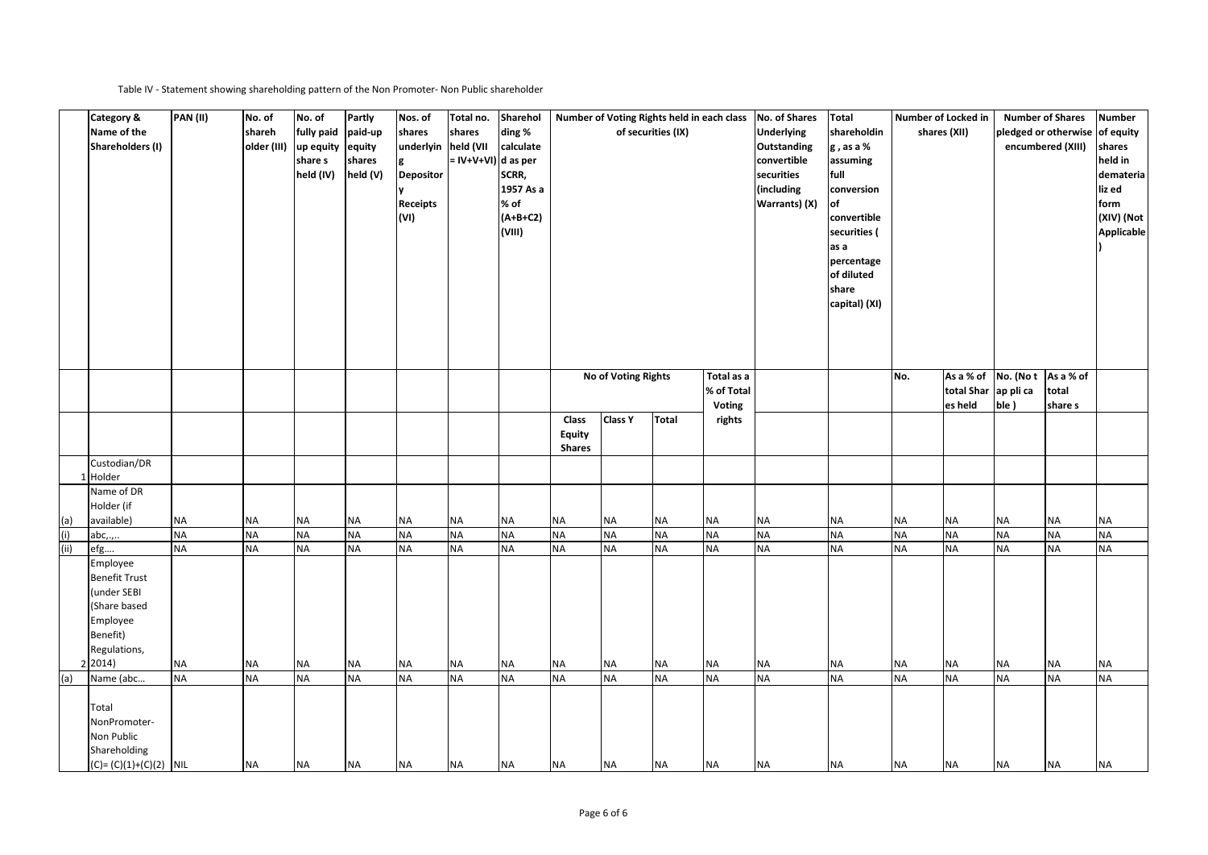Table IV - Statement showing shareholding pattern of the Non Promoter- Non Public shareholder

| | Category & Name of the Shareholders (I) | PAN (II) | No. of shareholder (III) | No. of fully paid up equity share s held (IV) | Partly paid-up equity shares held (V) | Nos. of shares underlying Depository Receipts (VI) | Total no. shares held (VII = IV+V+VI) | Shareholding % calculated as per SCRR, 1957 As a % of (A+B+C2) (VIII) | Number of Voting Rights held in each class of securities (IX) | | | | No. of Shares Underlying Outstanding convertible securities (including Warrants) (X) | Total shareholding , as a % assuming full conversion of convertible securities ( as a percentage of diluted share capital) (XI) | Number of Locked in shares (XII) | | Number of Shares pledged or otherwise encumbered (XIII) | | Number of equity shares held in dematerializ ed form (XIV) (Not Applicable ) |
|---|---|---|---|---|---|---|---|---|---|---|---|---|---|---|---|---|---|---|---|
| | | | | | | | | | No of Voting Rights | | | Total as a % of Total Voting rights | | | No. | As a % of total Shares held | No. (No t ap pli ca ble ) | As a % of total share s | |
| | | | | | | | | | Class Equity Shares | Class Y | Total | | | | | | | | |
| 1 | Custodian/DR Holder | | | | | | | | | | | | | | | | | | |
| (a) | Name of DR Holder (if available) | NA | NA | NA | NA | NA | NA | NA | NA | NA | NA | NA | NA | NA | NA | NA | NA | NA | NA |
| (i) | abc,..,.. | NA | NA | NA | NA | NA | NA | NA | NA | NA | NA | NA | NA | NA | NA | NA | NA | NA | NA |
| (ii) | efg…. | NA | NA | NA | NA | NA | NA | NA | NA | NA | NA | NA | NA | NA | NA | NA | NA | NA | NA |
| 2 | Employee Benefit Trust (under SEBI (Share based Employee Benefit) Regulations, 2014) | NA | NA | NA | NA | NA | NA | NA | NA | NA | NA | NA | NA | NA | NA | NA | NA | NA | NA |
| (a) | Name (abc… | NA | NA | NA | NA | NA | NA | NA | NA | NA | NA | NA | NA | NA | NA | NA | NA | NA | NA |
| | Total NonPromoter- Non Public Shareholding (C)= (C)(1)+(C)(2) | NIL | NA | NA | NA | NA | NA | NA | NA | NA | NA | NA | NA | NA | NA | NA | NA | NA | NA |